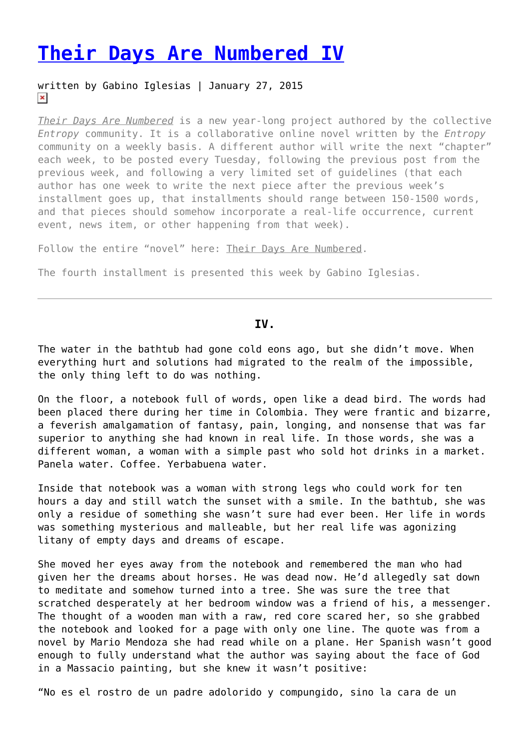# [Their Days Are Numbered IV]

written by Gabino Iglesias | January 27, 2015

*Their Days Are Numbered* is a new year-long project authored by the collective *Entropy* community. It is a collaborative online novel written by the *Entropy* community on a weekly basis. A different author will write the next "chapter" each week, to be posted every Tuesday, following the previous post from the previous week, and following a very limited set of guidelines (that each author has one week to write the next piece after the previous week's installment goes up, that installments should range between 150-1500 words, and that pieces should somehow incorporate a real-life occurrence, current event, news item, or other happening from that week).

Follow the entire "novel" here: Their Days Are Numbered.

The fourth installment is presented this week by Gabino Iglesias.

---

**IV.**

The water in the bathtub had gone cold eons ago, but she didn't move. When everything hurt and solutions had migrated to the realm of the impossible, the only thing left to do was nothing.

On the floor, a notebook full of words, open like a dead bird. The words had been placed there during her time in Colombia. They were frantic and bizarre, a feverish amalgamation of fantasy, pain, longing, and nonsense that was far superior to anything she had known in real life. In those words, she was a different woman, a woman with a simple past who sold hot drinks in a market. Panela water. Coffee. Yerbabuena water.

Inside that notebook was a woman with strong legs who could work for ten hours a day and still watch the sunset with a smile. In the bathtub, she was only a residue of something she wasn't sure had ever been. Her life in words was something mysterious and malleable, but her real life was agonizing litany of empty days and dreams of escape.

She moved her eyes away from the notebook and remembered the man who had given her the dreams about horses. He was dead now. He'd allegedly sat down to meditate and somehow turned into a tree. She was sure the tree that scratched desperately at her bedroom window was a friend of his, a messenger. The thought of a wooden man with a raw, red core scared her, so she grabbed the notebook and looked for a page with only one line. The quote was from a novel by Mario Mendoza she had read while on a plane. Her Spanish wasn't good enough to fully understand what the author was saying about the face of God in a Massacio painting, but she knew it wasn't positive:

"No es el rostro de un padre adolorido y compungido, sino la cara de un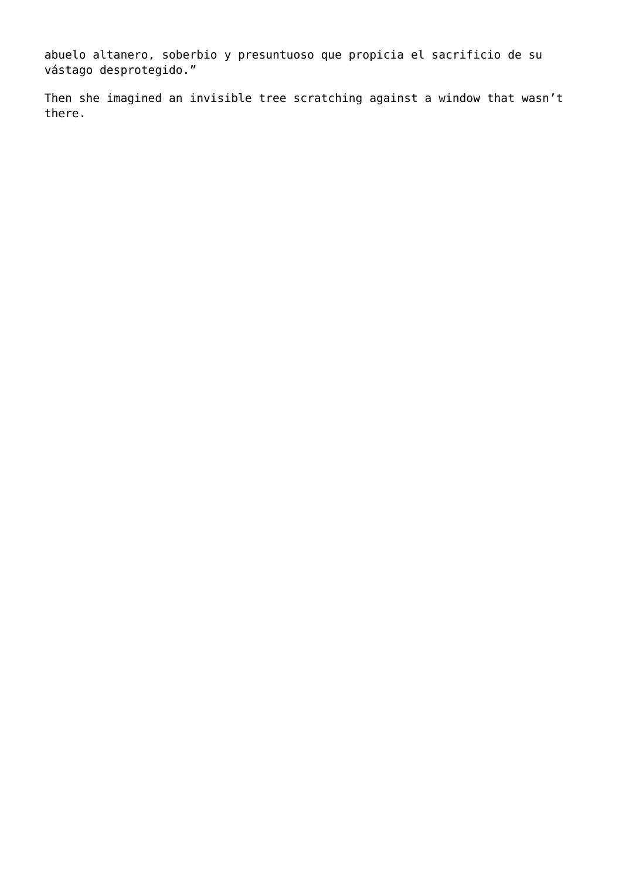abuelo altanero, soberbio y presuntuoso que propicia el sacrificio de su vástago desprotegido.”

Then she imagined an invisible tree scratching against a window that wasn’t there.